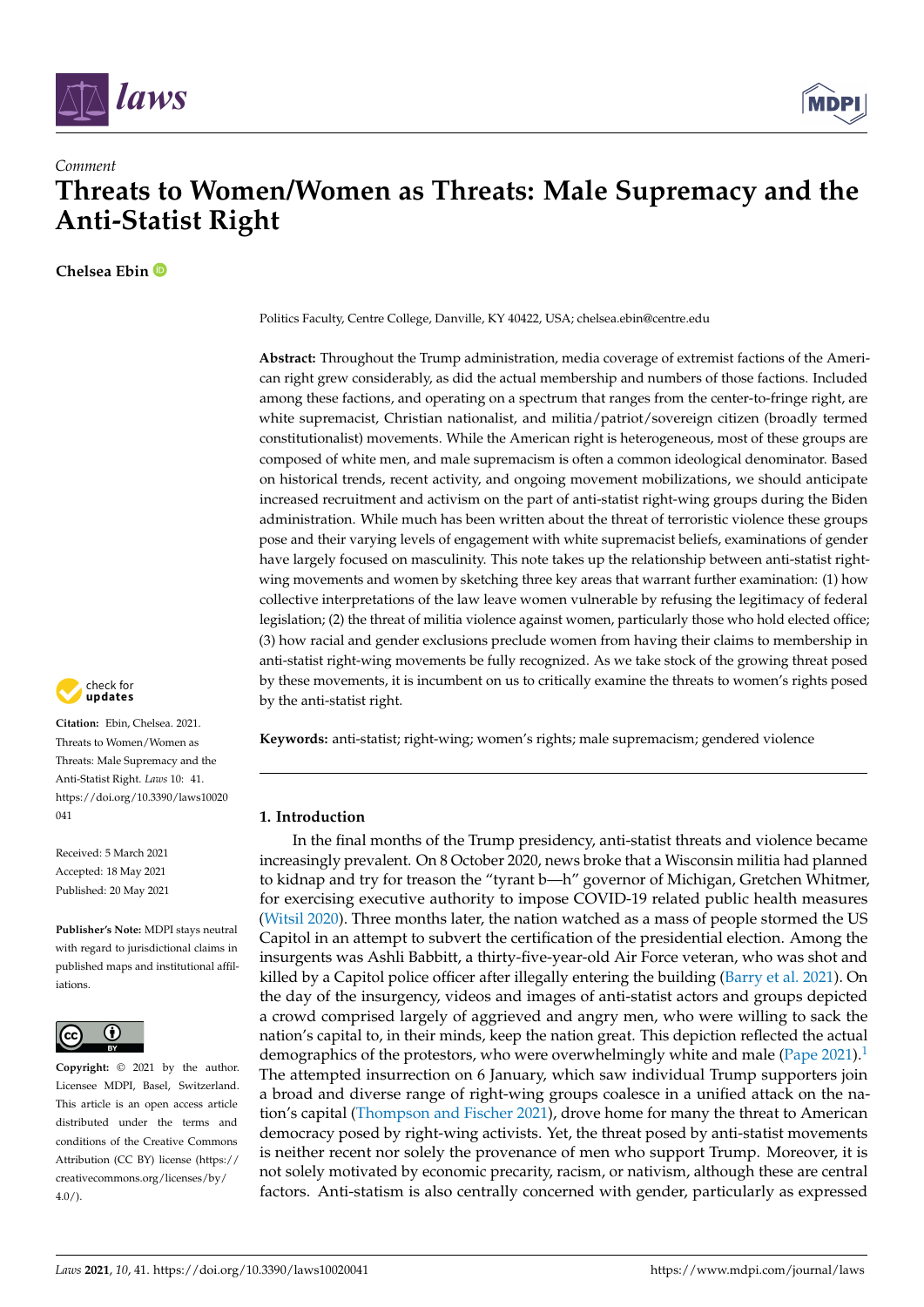*Comment*

# Threats to Women/Women as Threats: Male Supremacy and the Anti-Statist Right

**Chelsea Ebin**

Politics Faculty, Centre College, Danville, KY 40422, USA; chelsea.ebin@centre.edu

**Abstract:** Throughout the Trump administration, media coverage of extremist factions of the American right grew considerably, as did the actual membership and numbers of those factions. Included among these factions, and operating on a spectrum that ranges from the center-to-fringe right, are white supremacist, Christian nationalist, and militia/patriot/sovereign citizen (broadly termed constitutionalist) movements. While the American right is heterogeneous, most of these groups are composed of white men, and male supremacism is often a common ideological denominator. Based on historical trends, recent activity, and ongoing movement mobilizations, we should anticipate increased recruitment and activism on the part of anti-statist right-wing groups during the Biden administration. While much has been written about the threat of terroristic violence these groups pose and their varying levels of engagement with white supremacist beliefs, examinations of gender have largely focused on masculinity. This note takes up the relationship between anti-statist right-wing movements and women by sketching three key areas that warrant further examination: (1) how collective interpretations of the law leave women vulnerable by refusing the legitimacy of federal legislation; (2) the threat of militia violence against women, particularly those who hold elected office; (3) how racial and gender exclusions preclude women from having their claims to membership in anti-statist right-wing movements be fully recognized. As we take stock of the growing threat posed by these movements, it is incumbent on us to critically examine the threats to women's rights posed by the anti-statist right.

**Keywords:** anti-statist; right-wing; women's rights; male supremacism; gendered violence

**Citation:** Ebin, Chelsea. 2021. Threats to Women/Women as Threats: Male Supremacy and the Anti-Statist Right. *Laws* 10: 41. https://doi.org/10.3390/laws10020041

Received: 5 March 2021
Accepted: 18 May 2021
Published: 20 May 2021

**Publisher's Note:** MDPI stays neutral with regard to jurisdictional claims in published maps and institutional affiliations.

**Copyright:** © 2021 by the author. Licensee MDPI, Basel, Switzerland. This article is an open access article distributed under the terms and conditions of the Creative Commons Attribution (CC BY) license (https://creativecommons.org/licenses/by/4.0/).

## 1. Introduction

In the final months of the Trump presidency, anti-statist threats and violence became increasingly prevalent. On 8 October 2020, news broke that a Wisconsin militia had planned to kidnap and try for treason the "tyrant b—h" governor of Michigan, Gretchen Whitmer, for exercising executive authority to impose COVID-19 related public health measures (Witsil 2020). Three months later, the nation watched as a mass of people stormed the US Capitol in an attempt to subvert the certification of the presidential election. Among the insurgents was Ashli Babbitt, a thirty-five-year-old Air Force veteran, who was shot and killed by a Capitol police officer after illegally entering the building (Barry et al. 2021). On the day of the insurgency, videos and images of anti-statist actors and groups depicted a crowd comprised largely of aggrieved and angry men, who were willing to sack the nation's capital to, in their minds, keep the nation great. This depiction reflected the actual demographics of the protestors, who were overwhelmingly white and male (Pape 2021).[1] The attempted insurrection on 6 January, which saw individual Trump supporters join a broad and diverse range of right-wing groups coalesce in a unified attack on the nation's capital (Thompson and Fischer 2021), drove home for many the threat to American democracy posed by right-wing activists. Yet, the threat posed by anti-statist movements is neither recent nor solely the provenance of men who support Trump. Moreover, it is not solely motivated by economic precarity, racism, or nativism, although these are central factors. Anti-statism is also centrally concerned with gender, particularly as expressed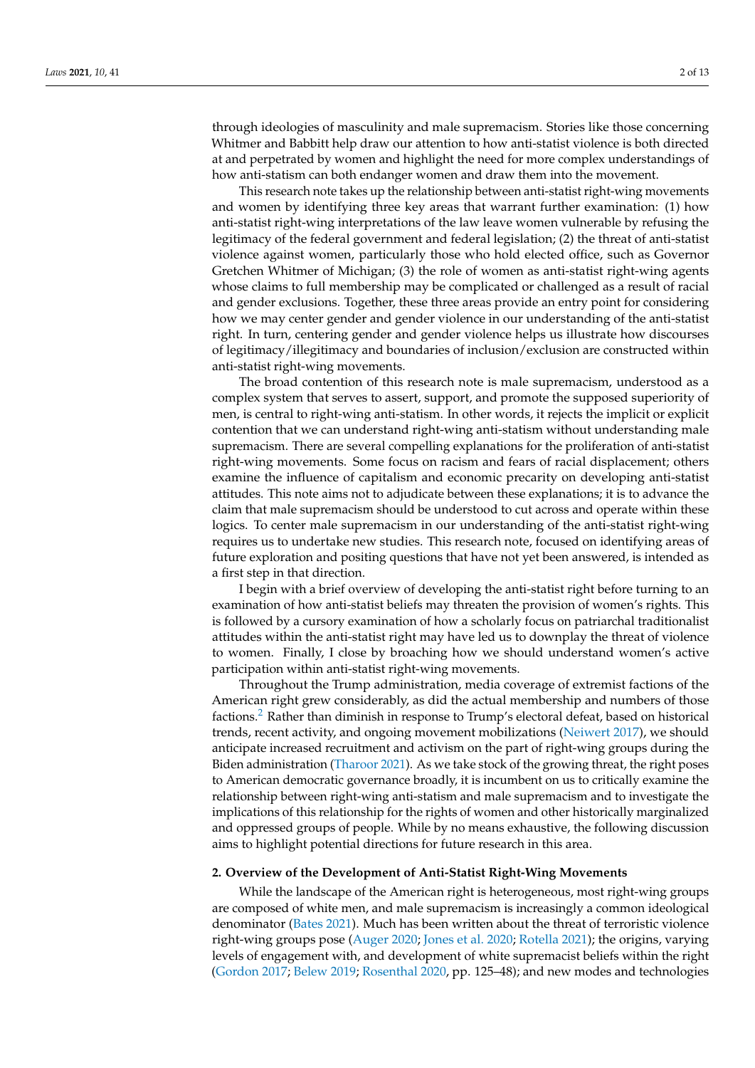through ideologies of masculinity and male supremacism. Stories like those concerning Whitmer and Babbitt help draw our attention to how anti-statist violence is both directed at and perpetrated by women and highlight the need for more complex understandings of how anti-statism can both endanger women and draw them into the movement.

This research note takes up the relationship between anti-statist right-wing movements and women by identifying three key areas that warrant further examination: (1) how anti-statist right-wing interpretations of the law leave women vulnerable by refusing the legitimacy of the federal government and federal legislation; (2) the threat of anti-statist violence against women, particularly those who hold elected office, such as Governor Gretchen Whitmer of Michigan; (3) the role of women as anti-statist right-wing agents whose claims to full membership may be complicated or challenged as a result of racial and gender exclusions. Together, these three areas provide an entry point for considering how we may center gender and gender violence in our understanding of the anti-statist right. In turn, centering gender and gender violence helps us illustrate how discourses of legitimacy/illegitimacy and boundaries of inclusion/exclusion are constructed within anti-statist right-wing movements.

The broad contention of this research note is male supremacism, understood as a complex system that serves to assert, support, and promote the supposed superiority of men, is central to right-wing anti-statism. In other words, it rejects the implicit or explicit contention that we can understand right-wing anti-statism without understanding male supremacism. There are several compelling explanations for the proliferation of anti-statist right-wing movements. Some focus on racism and fears of racial displacement; others examine the influence of capitalism and economic precarity on developing anti-statist attitudes. This note aims not to adjudicate between these explanations; it is to advance the claim that male supremacism should be understood to cut across and operate within these logics. To center male supremacism in our understanding of the anti-statist right-wing requires us to undertake new studies. This research note, focused on identifying areas of future exploration and positing questions that have not yet been answered, is intended as a first step in that direction.

I begin with a brief overview of developing the anti-statist right before turning to an examination of how anti-statist beliefs may threaten the provision of women's rights. This is followed by a cursory examination of how a scholarly focus on patriarchal traditionalist attitudes within the anti-statist right may have led us to downplay the threat of violence to women. Finally, I close by broaching how we should understand women's active participation within anti-statist right-wing movements.

Throughout the Trump administration, media coverage of extremist factions of the American right grew considerably, as did the actual membership and numbers of those factions.[2] Rather than diminish in response to Trump's electoral defeat, based on historical trends, recent activity, and ongoing movement mobilizations (Neiwert 2017), we should anticipate increased recruitment and activism on the part of right-wing groups during the Biden administration (Tharoor 2021). As we take stock of the growing threat, the right poses to American democratic governance broadly, it is incumbent on us to critically examine the relationship between right-wing anti-statism and male supremacism and to investigate the implications of this relationship for the rights of women and other historically marginalized and oppressed groups of people. While by no means exhaustive, the following discussion aims to highlight potential directions for future research in this area.

## 2. Overview of the Development of Anti-Statist Right-Wing Movements

While the landscape of the American right is heterogeneous, most right-wing groups are composed of white men, and male supremacism is increasingly a common ideological denominator (Bates 2021). Much has been written about the threat of terroristic violence right-wing groups pose (Auger 2020; Jones et al. 2020; Rotella 2021); the origins, varying levels of engagement with, and development of white supremacist beliefs within the right (Gordon 2017; Belew 2019; Rosenthal 2020, pp. 125–48); and new modes and technologies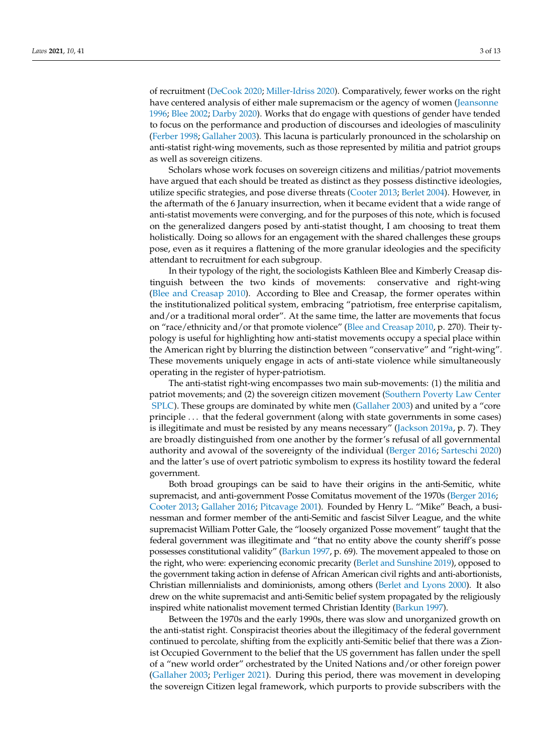of recruitment (DeCook 2020; Miller-Idriss 2020). Comparatively, fewer works on the right have centered analysis of either male supremacism or the agency of women (Jeansonne 1996; Blee 2002; Darby 2020). Works that do engage with questions of gender have tended to focus on the performance and production of discourses and ideologies of masculinity (Ferber 1998; Gallaher 2003). This lacuna is particularly pronounced in the scholarship on anti-statist right-wing movements, such as those represented by militia and patriot groups as well as sovereign citizens.

Scholars whose work focuses on sovereign citizens and militias/patriot movements have argued that each should be treated as distinct as they possess distinctive ideologies, utilize specific strategies, and pose diverse threats (Cooter 2013; Berlet 2004). However, in the aftermath of the 6 January insurrection, when it became evident that a wide range of anti-statist movements were converging, and for the purposes of this note, which is focused on the generalized dangers posed by anti-statist thought, I am choosing to treat them holistically. Doing so allows for an engagement with the shared challenges these groups pose, even as it requires a flattening of the more granular ideologies and the specificity attendant to recruitment for each subgroup.

In their typology of the right, the sociologists Kathleen Blee and Kimberly Creasap distinguish between the two kinds of movements: conservative and right-wing (Blee and Creasap 2010). According to Blee and Creasap, the former operates within the institutionalized political system, embracing "patriotism, free enterprise capitalism, and/or a traditional moral order". At the same time, the latter are movements that focus on "race/ethnicity and/or that promote violence" (Blee and Creasap 2010, p. 270). Their typology is useful for highlighting how anti-statist movements occupy a special place within the American right by blurring the distinction between "conservative" and "right-wing". These movements uniquely engage in acts of anti-state violence while simultaneously operating in the register of hyper-patriotism.

The anti-statist right-wing encompasses two main sub-movements: (1) the militia and patriot movements; and (2) the sovereign citizen movement (Southern Poverty Law Center SPLC). These groups are dominated by white men (Gallaher 2003) and united by a "core principle ... that the federal government (along with state governments in some cases) is illegitimate and must be resisted by any means necessary" (Jackson 2019a, p. 7). They are broadly distinguished from one another by the former's refusal of all governmental authority and avowal of the sovereignty of the individual (Berger 2016; Sarteschi 2020) and the latter's use of overt patriotic symbolism to express its hostility toward the federal government.

Both broad groupings can be said to have their origins in the anti-Semitic, white supremacist, and anti-government Posse Comitatus movement of the 1970s (Berger 2016; Cooter 2013; Gallaher 2016; Pitcavage 2001). Founded by Henry L. "Mike" Beach, a businessman and former member of the anti-Semitic and fascist Silver League, and the white supremacist William Potter Gale, the "loosely organized Posse movement" taught that the federal government was illegitimate and "that no entity above the county sheriff's posse possesses constitutional validity" (Barkun 1997, p. 69). The movement appealed to those on the right, who were: experiencing economic precarity (Berlet and Sunshine 2019), opposed to the government taking action in defense of African American civil rights and anti-abortionists, Christian millennialists and dominionists, among others (Berlet and Lyons 2000). It also drew on the white supremacist and anti-Semitic belief system propagated by the religiously inspired white nationalist movement termed Christian Identity (Barkun 1997).

Between the 1970s and the early 1990s, there was slow and unorganized growth on the anti-statist right. Conspiracist theories about the illegitimacy of the federal government continued to percolate, shifting from the explicitly anti-Semitic belief that there was a Zionist Occupied Government to the belief that the US government has fallen under the spell of a "new world order" orchestrated by the United Nations and/or other foreign power (Gallaher 2003; Perliger 2021). During this period, there was movement in developing the sovereign Citizen legal framework, which purports to provide subscribers with the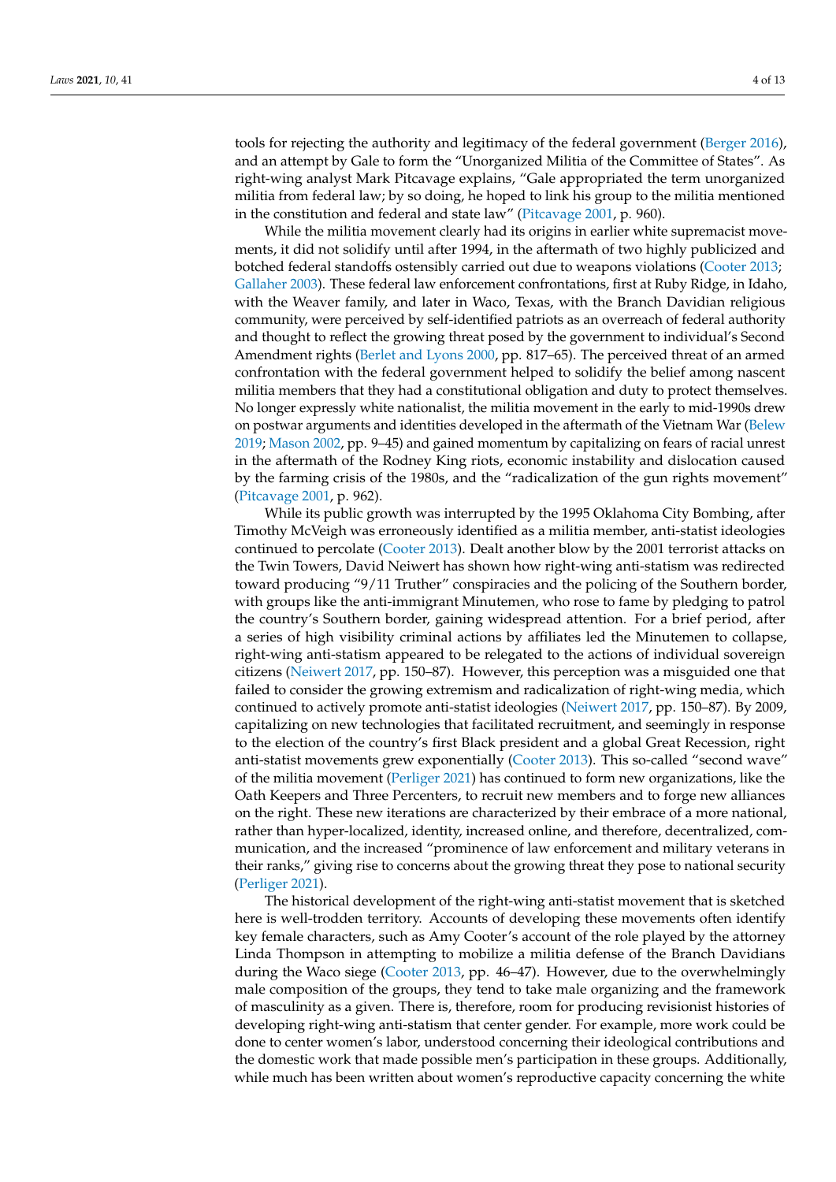tools for rejecting the authority and legitimacy of the federal government (Berger 2016), and an attempt by Gale to form the "Unorganized Militia of the Committee of States". As right-wing analyst Mark Pitcavage explains, "Gale appropriated the term unorganized militia from federal law; by so doing, he hoped to link his group to the militia mentioned in the constitution and federal and state law" (Pitcavage 2001, p. 960).

While the militia movement clearly had its origins in earlier white supremacist movements, it did not solidify until after 1994, in the aftermath of two highly publicized and botched federal standoffs ostensibly carried out due to weapons violations (Cooter 2013; Gallaher 2003). These federal law enforcement confrontations, first at Ruby Ridge, in Idaho, with the Weaver family, and later in Waco, Texas, with the Branch Davidian religious community, were perceived by self-identified patriots as an overreach of federal authority and thought to reflect the growing threat posed by the government to individual's Second Amendment rights (Berlet and Lyons 2000, pp. 817–65). The perceived threat of an armed confrontation with the federal government helped to solidify the belief among nascent militia members that they had a constitutional obligation and duty to protect themselves. No longer expressly white nationalist, the militia movement in the early to mid-1990s drew on postwar arguments and identities developed in the aftermath of the Vietnam War (Belew 2019; Mason 2002, pp. 9–45) and gained momentum by capitalizing on fears of racial unrest in the aftermath of the Rodney King riots, economic instability and dislocation caused by the farming crisis of the 1980s, and the "radicalization of the gun rights movement" (Pitcavage 2001, p. 962).

While its public growth was interrupted by the 1995 Oklahoma City Bombing, after Timothy McVeigh was erroneously identified as a militia member, anti-statist ideologies continued to percolate (Cooter 2013). Dealt another blow by the 2001 terrorist attacks on the Twin Towers, David Neiwert has shown how right-wing anti-statism was redirected toward producing "9/11 Truther" conspiracies and the policing of the Southern border, with groups like the anti-immigrant Minutemen, who rose to fame by pledging to patrol the country's Southern border, gaining widespread attention. For a brief period, after a series of high visibility criminal actions by affiliates led the Minutemen to collapse, right-wing anti-statism appeared to be relegated to the actions of individual sovereign citizens (Neiwert 2017, pp. 150–87). However, this perception was a misguided one that failed to consider the growing extremism and radicalization of right-wing media, which continued to actively promote anti-statist ideologies (Neiwert 2017, pp. 150–87). By 2009, capitalizing on new technologies that facilitated recruitment, and seemingly in response to the election of the country's first Black president and a global Great Recession, right anti-statist movements grew exponentially (Cooter 2013). This so-called "second wave" of the militia movement (Perliger 2021) has continued to form new organizations, like the Oath Keepers and Three Percenters, to recruit new members and to forge new alliances on the right. These new iterations are characterized by their embrace of a more national, rather than hyper-localized, identity, increased online, and therefore, decentralized, communication, and the increased "prominence of law enforcement and military veterans in their ranks," giving rise to concerns about the growing threat they pose to national security (Perliger 2021).

The historical development of the right-wing anti-statist movement that is sketched here is well-trodden territory. Accounts of developing these movements often identify key female characters, such as Amy Cooter's account of the role played by the attorney Linda Thompson in attempting to mobilize a militia defense of the Branch Davidians during the Waco siege (Cooter 2013, pp. 46–47). However, due to the overwhelmingly male composition of the groups, they tend to take male organizing and the framework of masculinity as a given. There is, therefore, room for producing revisionist histories of developing right-wing anti-statism that center gender. For example, more work could be done to center women's labor, understood concerning their ideological contributions and the domestic work that made possible men's participation in these groups. Additionally, while much has been written about women's reproductive capacity concerning the white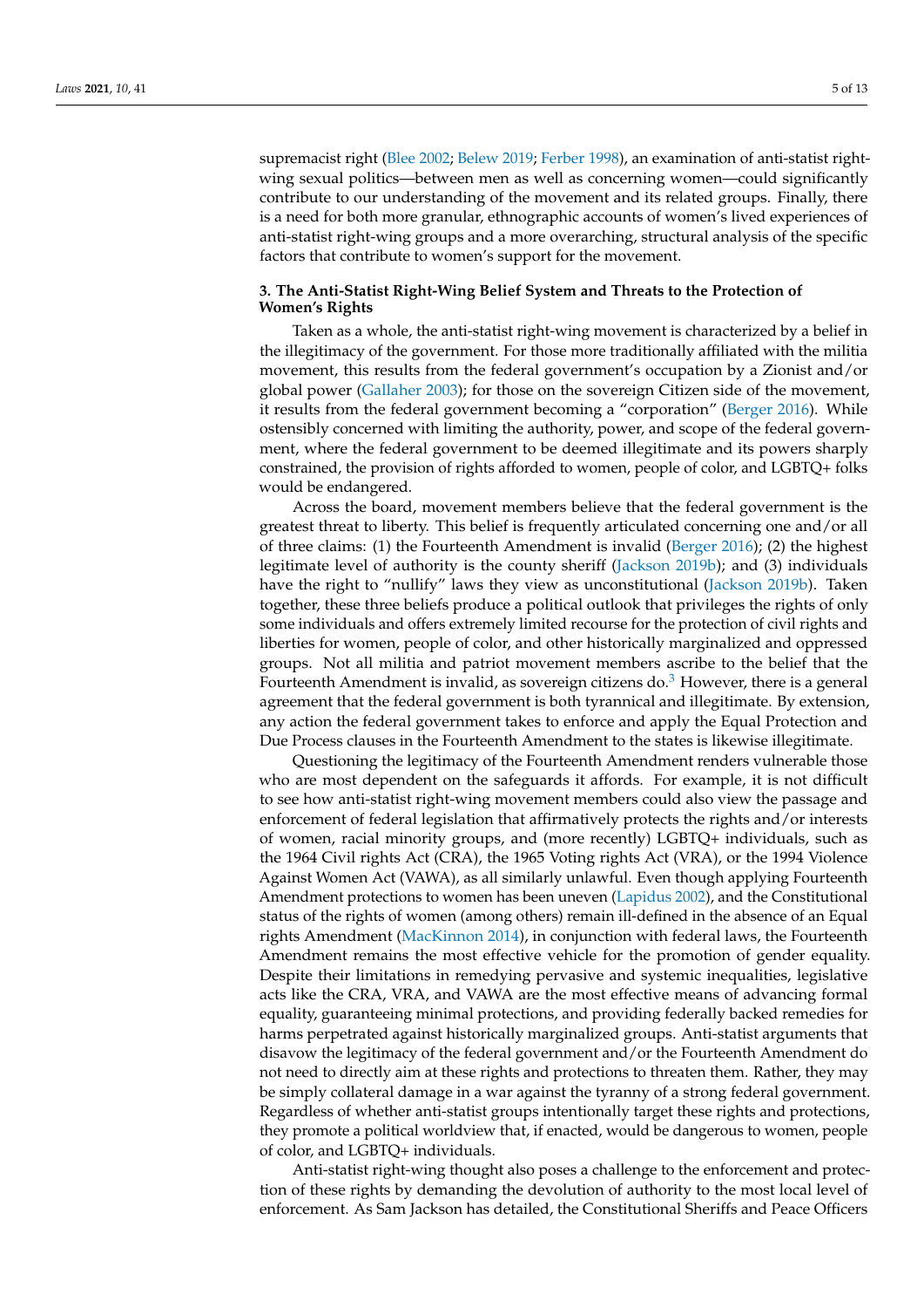supremacist right (Blee 2002; Belew 2019; Ferber 1998), an examination of anti-statist right-wing sexual politics—between men as well as concerning women—could significantly contribute to our understanding of the movement and its related groups. Finally, there is a need for both more granular, ethnographic accounts of women's lived experiences of anti-statist right-wing groups and a more overarching, structural analysis of the specific factors that contribute to women's support for the movement.

## 3. The Anti-Statist Right-Wing Belief System and Threats to the Protection of Women's Rights

Taken as a whole, the anti-statist right-wing movement is characterized by a belief in the illegitimacy of the government. For those more traditionally affiliated with the militia movement, this results from the federal government's occupation by a Zionist and/or global power (Gallaher 2003); for those on the sovereign Citizen side of the movement, it results from the federal government becoming a "corporation" (Berger 2016). While ostensibly concerned with limiting the authority, power, and scope of the federal government, where the federal government to be deemed illegitimate and its powers sharply constrained, the provision of rights afforded to women, people of color, and LGBTQ+ folks would be endangered.

Across the board, movement members believe that the federal government is the greatest threat to liberty. This belief is frequently articulated concerning one and/or all of three claims: (1) the Fourteenth Amendment is invalid (Berger 2016); (2) the highest legitimate level of authority is the county sheriff (Jackson 2019b); and (3) individuals have the right to "nullify" laws they view as unconstitutional (Jackson 2019b). Taken together, these three beliefs produce a political outlook that privileges the rights of only some individuals and offers extremely limited recourse for the protection of civil rights and liberties for women, people of color, and other historically marginalized and oppressed groups. Not all militia and patriot movement members ascribe to the belief that the Fourteenth Amendment is invalid, as sovereign citizens do.[3] However, there is a general agreement that the federal government is both tyrannical and illegitimate. By extension, any action the federal government takes to enforce and apply the Equal Protection and Due Process clauses in the Fourteenth Amendment to the states is likewise illegitimate.

Questioning the legitimacy of the Fourteenth Amendment renders vulnerable those who are most dependent on the safeguards it affords. For example, it is not difficult to see how anti-statist right-wing movement members could also view the passage and enforcement of federal legislation that affirmatively protects the rights and/or interests of women, racial minority groups, and (more recently) LGBTQ+ individuals, such as the 1964 Civil rights Act (CRA), the 1965 Voting rights Act (VRA), or the 1994 Violence Against Women Act (VAWA), as all similarly unlawful. Even though applying Fourteenth Amendment protections to women has been uneven (Lapidus 2002), and the Constitutional status of the rights of women (among others) remain ill-defined in the absence of an Equal rights Amendment (MacKinnon 2014), in conjunction with federal laws, the Fourteenth Amendment remains the most effective vehicle for the promotion of gender equality. Despite their limitations in remedying pervasive and systemic inequalities, legislative acts like the CRA, VRA, and VAWA are the most effective means of advancing formal equality, guaranteeing minimal protections, and providing federally backed remedies for harms perpetrated against historically marginalized groups. Anti-statist arguments that disavow the legitimacy of the federal government and/or the Fourteenth Amendment do not need to directly aim at these rights and protections to threaten them. Rather, they may be simply collateral damage in a war against the tyranny of a strong federal government. Regardless of whether anti-statist groups intentionally target these rights and protections, they promote a political worldview that, if enacted, would be dangerous to women, people of color, and LGBTQ+ individuals.

Anti-statist right-wing thought also poses a challenge to the enforcement and protection of these rights by demanding the devolution of authority to the most local level of enforcement. As Sam Jackson has detailed, the Constitutional Sheriffs and Peace Officers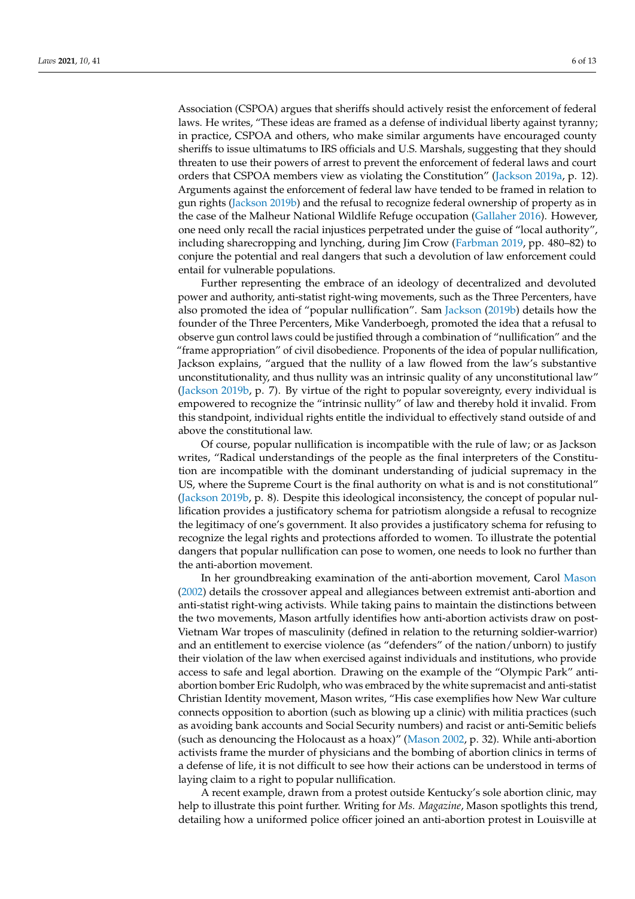Association (CSPOA) argues that sheriffs should actively resist the enforcement of federal laws. He writes, "These ideas are framed as a defense of individual liberty against tyranny; in practice, CSPOA and others, who make similar arguments have encouraged county sheriffs to issue ultimatums to IRS officials and U.S. Marshals, suggesting that they should threaten to use their powers of arrest to prevent the enforcement of federal laws and court orders that CSPOA members view as violating the Constitution" (Jackson 2019a, p. 12). Arguments against the enforcement of federal law have tended to be framed in relation to gun rights (Jackson 2019b) and the refusal to recognize federal ownership of property as in the case of the Malheur National Wildlife Refuge occupation (Gallaher 2016). However, one need only recall the racial injustices perpetrated under the guise of "local authority", including sharecropping and lynching, during Jim Crow (Farbman 2019, pp. 480–82) to conjure the potential and real dangers that such a devolution of law enforcement could entail for vulnerable populations.

Further representing the embrace of an ideology of decentralized and devoluted power and authority, anti-statist right-wing movements, such as the Three Percenters, have also promoted the idea of "popular nullification". Sam Jackson (2019b) details how the founder of the Three Percenters, Mike Vanderboegh, promoted the idea that a refusal to observe gun control laws could be justified through a combination of "nullification" and the "frame appropriation" of civil disobedience. Proponents of the idea of popular nullification, Jackson explains, "argued that the nullity of a law flowed from the law's substantive unconstitutionality, and thus nullity was an intrinsic quality of any unconstitutional law" (Jackson 2019b, p. 7). By virtue of the right to popular sovereignty, every individual is empowered to recognize the "intrinsic nullity" of law and thereby hold it invalid. From this standpoint, individual rights entitle the individual to effectively stand outside of and above the constitutional law.

Of course, popular nullification is incompatible with the rule of law; or as Jackson writes, "Radical understandings of the people as the final interpreters of the Constitution are incompatible with the dominant understanding of judicial supremacy in the US, where the Supreme Court is the final authority on what is and is not constitutional" (Jackson 2019b, p. 8). Despite this ideological inconsistency, the concept of popular nullification provides a justificatory schema for patriotism alongside a refusal to recognize the legitimacy of one's government. It also provides a justificatory schema for refusing to recognize the legal rights and protections afforded to women. To illustrate the potential dangers that popular nullification can pose to women, one needs to look no further than the anti-abortion movement.

In her groundbreaking examination of the anti-abortion movement, Carol Mason (2002) details the crossover appeal and allegiances between extremist anti-abortion and anti-statist right-wing activists. While taking pains to maintain the distinctions between the two movements, Mason artfully identifies how anti-abortion activists draw on post-Vietnam War tropes of masculinity (defined in relation to the returning soldier-warrior) and an entitlement to exercise violence (as "defenders" of the nation/unborn) to justify their violation of the law when exercised against individuals and institutions, who provide access to safe and legal abortion. Drawing on the example of the "Olympic Park" anti-abortion bomber Eric Rudolph, who was embraced by the white supremacist and anti-statist Christian Identity movement, Mason writes, "His case exemplifies how New War culture connects opposition to abortion (such as blowing up a clinic) with militia practices (such as avoiding bank accounts and Social Security numbers) and racist or anti-Semitic beliefs (such as denouncing the Holocaust as a hoax)" (Mason 2002, p. 32). While anti-abortion activists frame the murder of physicians and the bombing of abortion clinics in terms of a defense of life, it is not difficult to see how their actions can be understood in terms of laying claim to a right to popular nullification.

A recent example, drawn from a protest outside Kentucky's sole abortion clinic, may help to illustrate this point further. Writing for *Ms. Magazine*, Mason spotlights this trend, detailing how a uniformed police officer joined an anti-abortion protest in Louisville at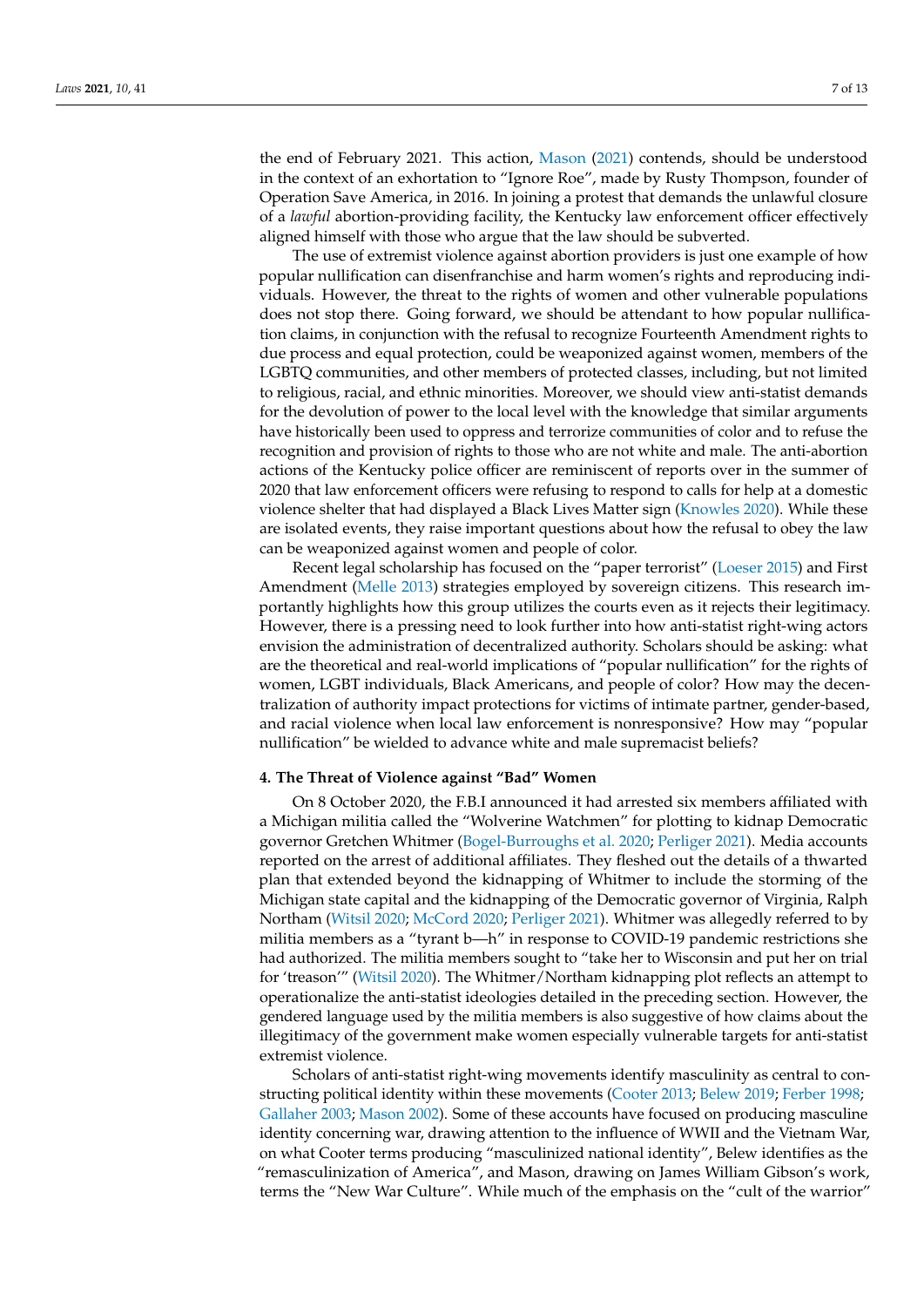the end of February 2021. This action, Mason (2021) contends, should be understood in the context of an exhortation to "Ignore Roe", made by Rusty Thompson, founder of Operation Save America, in 2016. In joining a protest that demands the unlawful closure of a *lawful* abortion-providing facility, the Kentucky law enforcement officer effectively aligned himself with those who argue that the law should be subverted.

The use of extremist violence against abortion providers is just one example of how popular nullification can disenfranchise and harm women's rights and reproducing individuals. However, the threat to the rights of women and other vulnerable populations does not stop there. Going forward, we should be attendant to how popular nullification claims, in conjunction with the refusal to recognize Fourteenth Amendment rights to due process and equal protection, could be weaponized against women, members of the LGBTQ communities, and other members of protected classes, including, but not limited to religious, racial, and ethnic minorities. Moreover, we should view anti-statist demands for the devolution of power to the local level with the knowledge that similar arguments have historically been used to oppress and terrorize communities of color and to refuse the recognition and provision of rights to those who are not white and male. The anti-abortion actions of the Kentucky police officer are reminiscent of reports over in the summer of 2020 that law enforcement officers were refusing to respond to calls for help at a domestic violence shelter that had displayed a Black Lives Matter sign (Knowles 2020). While these are isolated events, they raise important questions about how the refusal to obey the law can be weaponized against women and people of color.

Recent legal scholarship has focused on the "paper terrorist" (Loeser 2015) and First Amendment (Melle 2013) strategies employed by sovereign citizens. This research importantly highlights how this group utilizes the courts even as it rejects their legitimacy. However, there is a pressing need to look further into how anti-statist right-wing actors envision the administration of decentralized authority. Scholars should be asking: what are the theoretical and real-world implications of "popular nullification" for the rights of women, LGBT individuals, Black Americans, and people of color? How may the decentralization of authority impact protections for victims of intimate partner, gender-based, and racial violence when local law enforcement is nonresponsive? How may "popular nullification" be wielded to advance white and male supremacist beliefs?

## 4. The Threat of Violence against "Bad" Women

On 8 October 2020, the F.B.I announced it had arrested six members affiliated with a Michigan militia called the "Wolverine Watchmen" for plotting to kidnap Democratic governor Gretchen Whitmer (Bogel-Burroughs et al. 2020; Perliger 2021). Media accounts reported on the arrest of additional affiliates. They fleshed out the details of a thwarted plan that extended beyond the kidnapping of Whitmer to include the storming of the Michigan state capital and the kidnapping of the Democratic governor of Virginia, Ralph Northam (Witsil 2020; McCord 2020; Perliger 2021). Whitmer was allegedly referred to by militia members as a "tyrant b—h" in response to COVID-19 pandemic restrictions she had authorized. The militia members sought to "take her to Wisconsin and put her on trial for 'treason'" (Witsil 2020). The Whitmer/Northam kidnapping plot reflects an attempt to operationalize the anti-statist ideologies detailed in the preceding section. However, the gendered language used by the militia members is also suggestive of how claims about the illegitimacy of the government make women especially vulnerable targets for anti-statist extremist violence.

Scholars of anti-statist right-wing movements identify masculinity as central to constructing political identity within these movements (Cooter 2013; Belew 2019; Ferber 1998; Gallaher 2003; Mason 2002). Some of these accounts have focused on producing masculine identity concerning war, drawing attention to the influence of WWII and the Vietnam War, on what Cooter terms producing "masculinized national identity", Belew identifies as the "remasculinization of America", and Mason, drawing on James William Gibson's work, terms the "New War Culture". While much of the emphasis on the "cult of the warrior"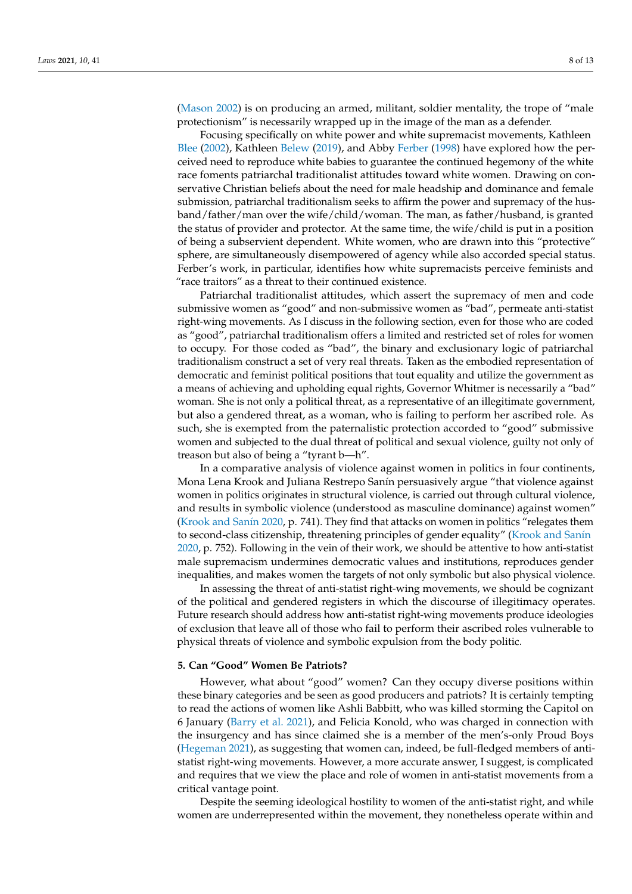(Mason 2002) is on producing an armed, militant, soldier mentality, the trope of "male protectionism" is necessarily wrapped up in the image of the man as a defender.

Focusing specifically on white power and white supremacist movements, Kathleen Blee (2002), Kathleen Belew (2019), and Abby Ferber (1998) have explored how the perceived need to reproduce white babies to guarantee the continued hegemony of the white race foments patriarchal traditionalist attitudes toward white women. Drawing on conservative Christian beliefs about the need for male headship and dominance and female submission, patriarchal traditionalism seeks to affirm the power and supremacy of the husband/father/man over the wife/child/woman. The man, as father/husband, is granted the status of provider and protector. At the same time, the wife/child is put in a position of being a subservient dependent. White women, who are drawn into this "protective" sphere, are simultaneously disempowered of agency while also accorded special status. Ferber's work, in particular, identifies how white supremacists perceive feminists and "race traitors" as a threat to their continued existence.

Patriarchal traditionalist attitudes, which assert the supremacy of men and code submissive women as "good" and non-submissive women as "bad", permeate anti-statist right-wing movements. As I discuss in the following section, even for those who are coded as "good", patriarchal traditionalism offers a limited and restricted set of roles for women to occupy. For those coded as "bad", the binary and exclusionary logic of patriarchal traditionalism construct a set of very real threats. Taken as the embodied representation of democratic and feminist political positions that tout equality and utilize the government as a means of achieving and upholding equal rights, Governor Whitmer is necessarily a "bad" woman. She is not only a political threat, as a representative of an illegitimate government, but also a gendered threat, as a woman, who is failing to perform her ascribed role. As such, she is exempted from the paternalistic protection accorded to "good" submissive women and subjected to the dual threat of political and sexual violence, guilty not only of treason but also of being a "tyrant b—h".

In a comparative analysis of violence against women in politics in four continents, Mona Lena Krook and Juliana Restrepo Sanín persuasively argue "that violence against women in politics originates in structural violence, is carried out through cultural violence, and results in symbolic violence (understood as masculine dominance) against women" (Krook and Sanín 2020, p. 741). They find that attacks on women in politics "relegates them to second-class citizenship, threatening principles of gender equality" (Krook and Sanín 2020, p. 752). Following in the vein of their work, we should be attentive to how anti-statist male supremacism undermines democratic values and institutions, reproduces gender inequalities, and makes women the targets of not only symbolic but also physical violence.

In assessing the threat of anti-statist right-wing movements, we should be cognizant of the political and gendered registers in which the discourse of illegitimacy operates. Future research should address how anti-statist right-wing movements produce ideologies of exclusion that leave all of those who fail to perform their ascribed roles vulnerable to physical threats of violence and symbolic expulsion from the body politic.

## 5. Can "Good" Women Be Patriots?

However, what about "good" women? Can they occupy diverse positions within these binary categories and be seen as good producers and patriots? It is certainly tempting to read the actions of women like Ashli Babbitt, who was killed storming the Capitol on 6 January (Barry et al. 2021), and Felicia Konold, who was charged in connection with the insurgency and has since claimed she is a member of the men's-only Proud Boys (Hegeman 2021), as suggesting that women can, indeed, be full-fledged members of anti-statist right-wing movements. However, a more accurate answer, I suggest, is complicated and requires that we view the place and role of women in anti-statist movements from a critical vantage point.

Despite the seeming ideological hostility to women of the anti-statist right, and while women are underrepresented within the movement, they nonetheless operate within and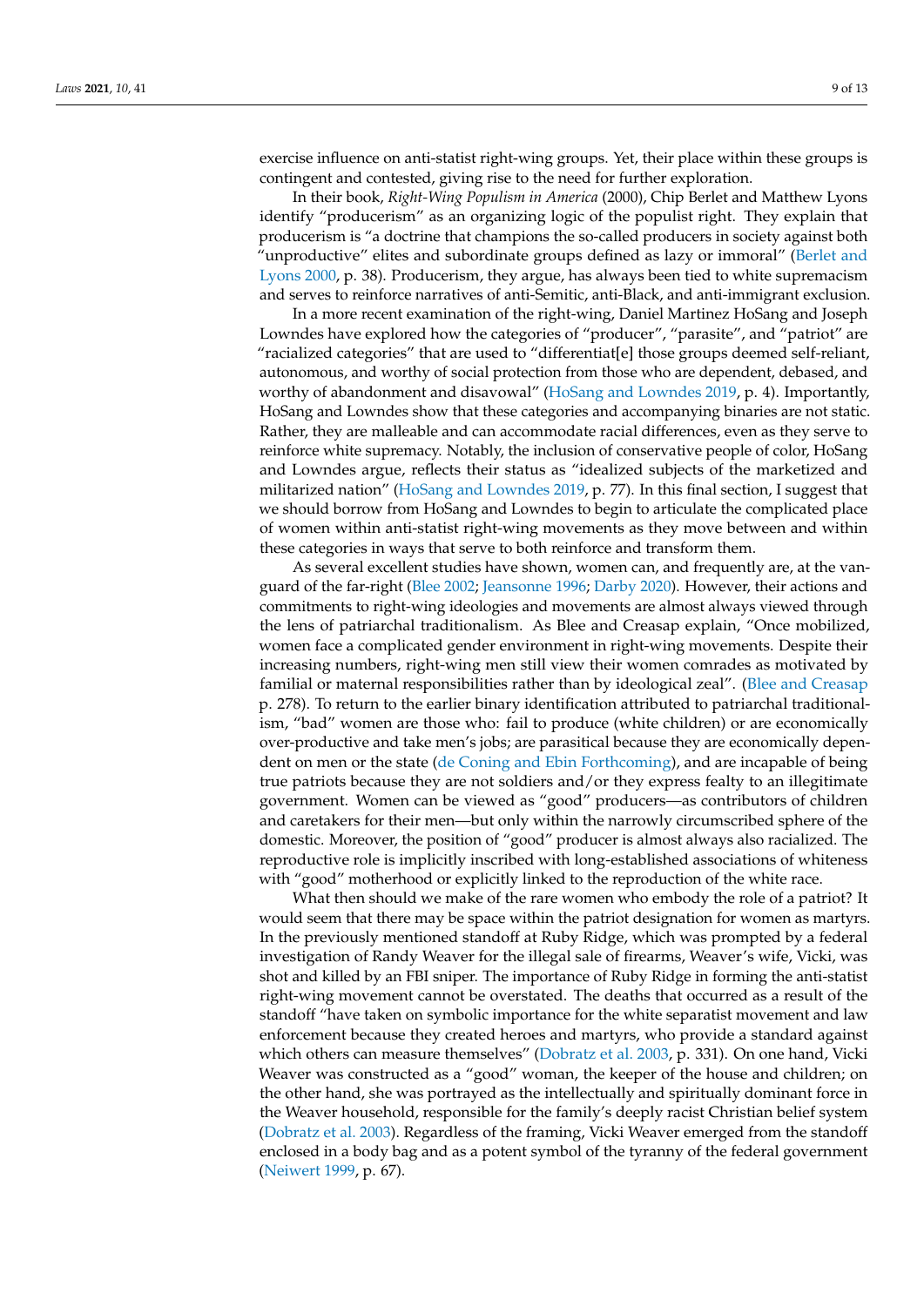exercise influence on anti-statist right-wing groups. Yet, their place within these groups is contingent and contested, giving rise to the need for further exploration.

In their book, *Right-Wing Populism in America* (2000), Chip Berlet and Matthew Lyons identify "producerism" as an organizing logic of the populist right. They explain that producerism is "a doctrine that champions the so-called producers in society against both "unproductive" elites and subordinate groups defined as lazy or immoral" (Berlet and Lyons 2000, p. 38). Producerism, they argue, has always been tied to white supremacism and serves to reinforce narratives of anti-Semitic, anti-Black, and anti-immigrant exclusion.

In a more recent examination of the right-wing, Daniel Martinez HoSang and Joseph Lowndes have explored how the categories of "producer", "parasite", and "patriot" are "racialized categories" that are used to "differentiat[e] those groups deemed self-reliant, autonomous, and worthy of social protection from those who are dependent, debased, and worthy of abandonment and disavowal" (HoSang and Lowndes 2019, p. 4). Importantly, HoSang and Lowndes show that these categories and accompanying binaries are not static. Rather, they are malleable and can accommodate racial differences, even as they serve to reinforce white supremacy. Notably, the inclusion of conservative people of color, HoSang and Lowndes argue, reflects their status as "idealized subjects of the marketized and militarized nation" (HoSang and Lowndes 2019, p. 77). In this final section, I suggest that we should borrow from HoSang and Lowndes to begin to articulate the complicated place of women within anti-statist right-wing movements as they move between and within these categories in ways that serve to both reinforce and transform them.

As several excellent studies have shown, women can, and frequently are, at the vanguard of the far-right (Blee 2002; Jeansonne 1996; Darby 2020). However, their actions and commitments to right-wing ideologies and movements are almost always viewed through the lens of patriarchal traditionalism. As Blee and Creasap explain, "Once mobilized, women face a complicated gender environment in right-wing movements. Despite their increasing numbers, right-wing men still view their women comrades as motivated by familial or maternal responsibilities rather than by ideological zeal". (Blee and Creasap p. 278). To return to the earlier binary identification attributed to patriarchal traditionalism, "bad" women are those who: fail to produce (white children) or are economically over-productive and take men's jobs; are parasitical because they are economically dependent on men or the state (de Coning and Ebin Forthcoming), and are incapable of being true patriots because they are not soldiers and/or they express fealty to an illegitimate government. Women can be viewed as "good" producers—as contributors of children and caretakers for their men—but only within the narrowly circumscribed sphere of the domestic. Moreover, the position of "good" producer is almost always also racialized. The reproductive role is implicitly inscribed with long-established associations of whiteness with "good" motherhood or explicitly linked to the reproduction of the white race.

What then should we make of the rare women who embody the role of a patriot? It would seem that there may be space within the patriot designation for women as martyrs. In the previously mentioned standoff at Ruby Ridge, which was prompted by a federal investigation of Randy Weaver for the illegal sale of firearms, Weaver's wife, Vicki, was shot and killed by an FBI sniper. The importance of Ruby Ridge in forming the anti-statist right-wing movement cannot be overstated. The deaths that occurred as a result of the standoff "have taken on symbolic importance for the white separatist movement and law enforcement because they created heroes and martyrs, who provide a standard against which others can measure themselves" (Dobratz et al. 2003, p. 331). On one hand, Vicki Weaver was constructed as a "good" woman, the keeper of the house and children; on the other hand, she was portrayed as the intellectually and spiritually dominant force in the Weaver household, responsible for the family's deeply racist Christian belief system (Dobratz et al. 2003). Regardless of the framing, Vicki Weaver emerged from the standoff enclosed in a body bag and as a potent symbol of the tyranny of the federal government (Neiwert 1999, p. 67).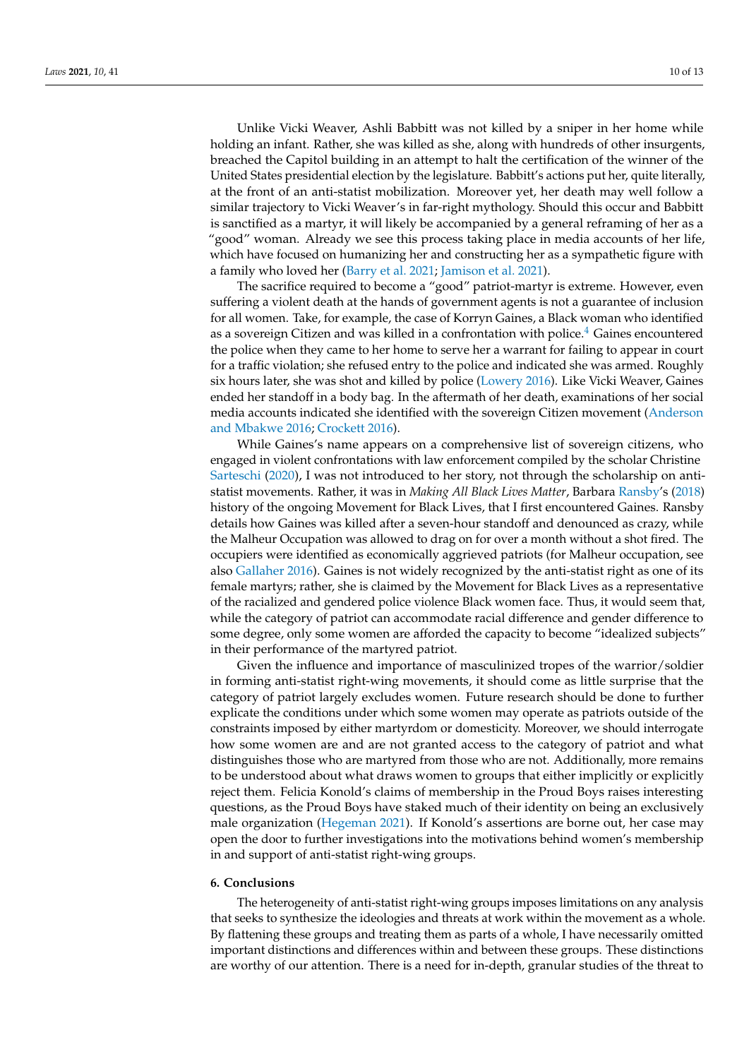Unlike Vicki Weaver, Ashli Babbitt was not killed by a sniper in her home while holding an infant. Rather, she was killed as she, along with hundreds of other insurgents, breached the Capitol building in an attempt to halt the certification of the winner of the United States presidential election by the legislature. Babbitt's actions put her, quite literally, at the front of an anti-statist mobilization. Moreover yet, her death may well follow a similar trajectory to Vicki Weaver's in far-right mythology. Should this occur and Babbitt is sanctified as a martyr, it will likely be accompanied by a general reframing of her as a "good" woman. Already we see this process taking place in media accounts of her life, which have focused on humanizing her and constructing her as a sympathetic figure with a family who loved her (Barry et al. 2021; Jamison et al. 2021).

The sacrifice required to become a "good" patriot-martyr is extreme. However, even suffering a violent death at the hands of government agents is not a guarantee of inclusion for all women. Take, for example, the case of Korryn Gaines, a Black woman who identified as a sovereign Citizen and was killed in a confrontation with police.[4] Gaines encountered the police when they came to her home to serve her a warrant for failing to appear in court for a traffic violation; she refused entry to the police and indicated she was armed. Roughly six hours later, she was shot and killed by police (Lowery 2016). Like Vicki Weaver, Gaines ended her standoff in a body bag. In the aftermath of her death, examinations of her social media accounts indicated she identified with the sovereign Citizen movement (Anderson and Mbakwe 2016; Crockett 2016).

While Gaines's name appears on a comprehensive list of sovereign citizens, who engaged in violent confrontations with law enforcement compiled by the scholar Christine Sarteschi (2020), I was not introduced to her story, not through the scholarship on anti-statist movements. Rather, it was in *Making All Black Lives Matter*, Barbara Ransby's (2018) history of the ongoing Movement for Black Lives, that I first encountered Gaines. Ransby details how Gaines was killed after a seven-hour standoff and denounced as crazy, while the Malheur Occupation was allowed to drag on for over a month without a shot fired. The occupiers were identified as economically aggrieved patriots (for Malheur occupation, see also Gallaher 2016). Gaines is not widely recognized by the anti-statist right as one of its female martyrs; rather, she is claimed by the Movement for Black Lives as a representative of the racialized and gendered police violence Black women face. Thus, it would seem that, while the category of patriot can accommodate racial difference and gender difference to some degree, only some women are afforded the capacity to become "idealized subjects" in their performance of the martyred patriot.

Given the influence and importance of masculinized tropes of the warrior/soldier in forming anti-statist right-wing movements, it should come as little surprise that the category of patriot largely excludes women. Future research should be done to further explicate the conditions under which some women may operate as patriots outside of the constraints imposed by either martyrdom or domesticity. Moreover, we should interrogate how some women are and are not granted access to the category of patriot and what distinguishes those who are martyred from those who are not. Additionally, more remains to be understood about what draws women to groups that either implicitly or explicitly reject them. Felicia Konold's claims of membership in the Proud Boys raises interesting questions, as the Proud Boys have staked much of their identity on being an exclusively male organization (Hegeman 2021). If Konold's assertions are borne out, her case may open the door to further investigations into the motivations behind women's membership in and support of anti-statist right-wing groups.

## 6. Conclusions

The heterogeneity of anti-statist right-wing groups imposes limitations on any analysis that seeks to synthesize the ideologies and threats at work within the movement as a whole. By flattening these groups and treating them as parts of a whole, I have necessarily omitted important distinctions and differences within and between these groups. These distinctions are worthy of our attention. There is a need for in-depth, granular studies of the threat to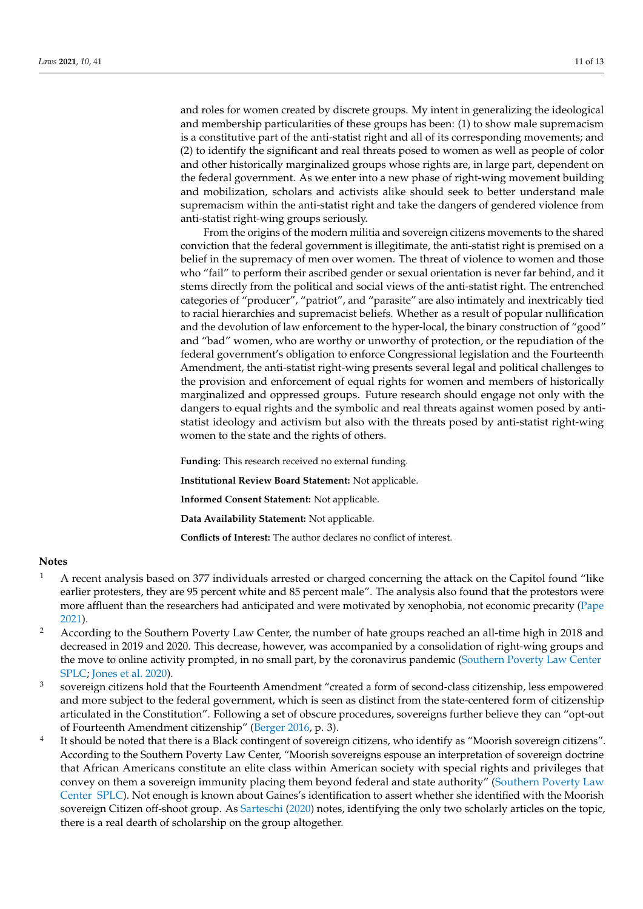and roles for women created by discrete groups. My intent in generalizing the ideological and membership particularities of these groups has been: (1) to show male supremacism is a constitutive part of the anti-statist right and all of its corresponding movements; and (2) to identify the significant and real threats posed to women as well as people of color and other historically marginalized groups whose rights are, in large part, dependent on the federal government. As we enter into a new phase of right-wing movement building and mobilization, scholars and activists alike should seek to better understand male supremacism within the anti-statist right and take the dangers of gendered violence from anti-statist right-wing groups seriously.

From the origins of the modern militia and sovereign citizens movements to the shared conviction that the federal government is illegitimate, the anti-statist right is premised on a belief in the supremacy of men over women. The threat of violence to women and those who "fail" to perform their ascribed gender or sexual orientation is never far behind, and it stems directly from the political and social views of the anti-statist right. The entrenched categories of "producer", "patriot", and "parasite" are also intimately and inextricably tied to racial hierarchies and supremacist beliefs. Whether as a result of popular nullification and the devolution of law enforcement to the hyper-local, the binary construction of "good" and "bad" women, who are worthy or unworthy of protection, or the repudiation of the federal government's obligation to enforce Congressional legislation and the Fourteenth Amendment, the anti-statist right-wing presents several legal and political challenges to the provision and enforcement of equal rights for women and members of historically marginalized and oppressed groups. Future research should engage not only with the dangers to equal rights and the symbolic and real threats against women posed by anti-statist ideology and activism but also with the threats posed by anti-statist right-wing women to the state and the rights of others.

**Funding:** This research received no external funding.

**Institutional Review Board Statement:** Not applicable.

**Informed Consent Statement:** Not applicable.

**Data Availability Statement:** Not applicable.

**Conflicts of Interest:** The author declares no conflict of interest.

## Notes

1. A recent analysis based on 377 individuals arrested or charged concerning the attack on the Capitol found "like earlier protesters, they are 95 percent white and 85 percent male". The analysis also found that the protestors were more affluent than the researchers had anticipated and were motivated by xenophobia, not economic precarity (Pape 2021).
2. According to the Southern Poverty Law Center, the number of hate groups reached an all-time high in 2018 and decreased in 2019 and 2020. This decrease, however, was accompanied by a consolidation of right-wing groups and the move to online activity prompted, in no small part, by the coronavirus pandemic (Southern Poverty Law Center SPLC; Jones et al. 2020).
3. sovereign citizens hold that the Fourteenth Amendment "created a form of second-class citizenship, less empowered and more subject to the federal government, which is seen as distinct from the state-centered form of citizenship articulated in the Constitution". Following a set of obscure procedures, sovereigns further believe they can "opt-out of Fourteenth Amendment citizenship" (Berger 2016, p. 3).
4. It should be noted that there is a Black contingent of sovereign citizens, who identify as "Moorish sovereign citizens". According to the Southern Poverty Law Center, "Moorish sovereigns espouse an interpretation of sovereign doctrine that African Americans constitute an elite class within American society with special rights and privileges that convey on them a sovereign immunity placing them beyond federal and state authority" (Southern Poverty Law Center SPLC). Not enough is known about Gaines's identification to assert whether she identified with the Moorish sovereign Citizen off-shoot group. As Sarteschi (2020) notes, identifying the only two scholarly articles on the topic, there is a real dearth of scholarship on the group altogether.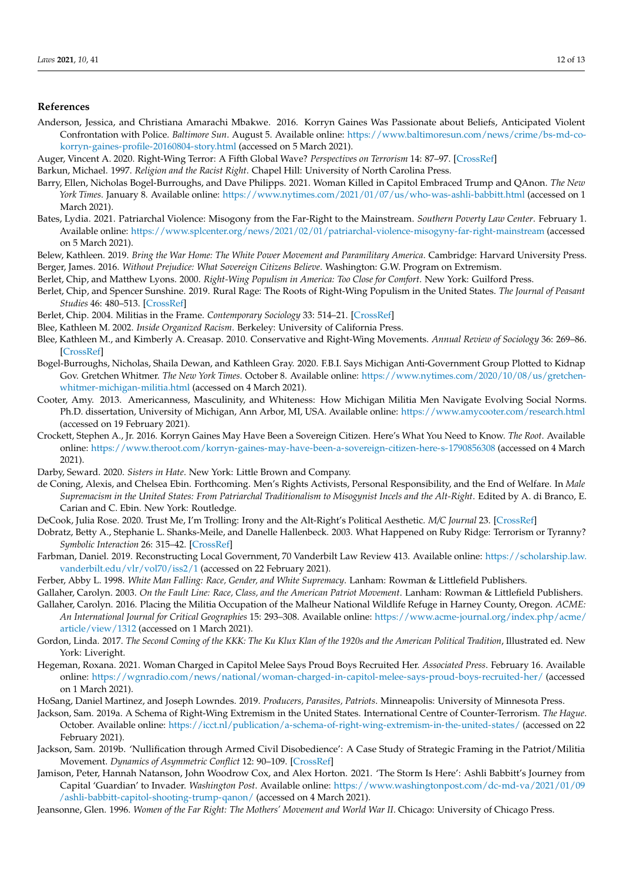## References

Anderson, Jessica, and Christiana Amarachi Mbakwe. 2016. Korryn Gaines Was Passionate about Beliefs, Anticipated Violent Confrontation with Police. *Baltimore Sun*. August 5. Available online: https://www.baltimoresun.com/news/crime/bs-md-co-korryn-gaines-profile-20160804-story.html (accessed on 5 March 2021).

Auger, Vincent A. 2020. Right-Wing Terror: A Fifth Global Wave? *Perspectives on Terrorism* 14: 87–97. [CrossRef]

Barkun, Michael. 1997. *Religion and the Racist Right*. Chapel Hill: University of North Carolina Press.

Barry, Ellen, Nicholas Bogel-Burroughs, and Dave Philipps. 2021. Woman Killed in Capitol Embraced Trump and QAnon. *The New York Times*. January 8. Available online: https://www.nytimes.com/2021/01/07/us/who-was-ashli-babbitt.html (accessed on 1 March 2021).

Bates, Lydia. 2021. Patriarchal Violence: Misogony from the Far-Right to the Mainstream. *Southern Poverty Law Center*. February 1. Available online: https://www.splcenter.org/news/2021/02/01/patriarchal-violence-misogyny-far-right-mainstream (accessed on 5 March 2021).

Belew, Kathleen. 2019. *Bring the War Home: The White Power Movement and Paramilitary America*. Cambridge: Harvard University Press.

Berger, James. 2016. *Without Prejudice: What Sovereign Citizens Believe*. Washington: G.W. Program on Extremism.

Berlet, Chip, and Matthew Lyons. 2000. *Right-Wing Populism in America: Too Close for Comfort*. New York: Guilford Press.

Berlet, Chip, and Spencer Sunshine. 2019. Rural Rage: The Roots of Right-Wing Populism in the United States. *The Journal of Peasant Studies* 46: 480–513. [CrossRef]

Berlet, Chip. 2004. Militias in the Frame. *Contemporary Sociology* 33: 514–21. [CrossRef]

Blee, Kathleen M. 2002. *Inside Organized Racism*. Berkeley: University of California Press.

Blee, Kathleen M., and Kimberly A. Creasap. 2010. Conservative and Right-Wing Movements. *Annual Review of Sociology* 36: 269–86. [CrossRef]

Bogel-Burroughs, Nicholas, Shaila Dewan, and Kathleen Gray. 2020. F.B.I. Says Michigan Anti-Government Group Plotted to Kidnap Gov. Gretchen Whitmer. *The New York Times*. October 8. Available online: https://www.nytimes.com/2020/10/08/us/gretchen-whitmer-michigan-militia.html (accessed on 4 March 2021).

Cooter, Amy. 2013. Americanness, Masculinity, and Whiteness: How Michigan Militia Men Navigate Evolving Social Norms. Ph.D. dissertation, University of Michigan, Ann Arbor, MI, USA. Available online: https://www.amycooter.com/research.html (accessed on 19 February 2021).

Crockett, Stephen A., Jr. 2016. Korryn Gaines May Have Been a Sovereign Citizen. Here's What You Need to Know. *The Root*. Available online: https://www.theroot.com/korryn-gaines-may-have-been-a-sovereign-citizen-here-s-1790856308 (accessed on 4 March 2021).

Darby, Seward. 2020. *Sisters in Hate*. New York: Little Brown and Company.

de Coning, Alexis, and Chelsea Ebin. Forthcoming. Men's Rights Activists, Personal Responsibility, and the End of Welfare. In *Male Supremacism in the United States: From Patriarchal Traditionalism to Misogynist Incels and the Alt-Right*. Edited by A. di Branco, E. Carian and C. Ebin. New York: Routledge.

DeCook, Julia Rose. 2020. Trust Me, I'm Trolling: Irony and the Alt-Right's Political Aesthetic. *M/C Journal* 23. [CrossRef]

Dobratz, Betty A., Stephanie L. Shanks-Meile, and Danelle Hallenbeck. 2003. What Happened on Ruby Ridge: Terrorism or Tyranny? *Symbolic Interaction* 26: 315–42. [CrossRef]

Farbman, Daniel. 2019. Reconstructing Local Government, 70 Vanderbilt Law Review 413. Available online: https://scholarship.law.vanderbilt.edu/vlr/vol70/iss2/1 (accessed on 22 February 2021).

Ferber, Abby L. 1998. *White Man Falling: Race, Gender, and White Supremacy*. Lanham: Rowman & Littlefield Publishers.

Gallaher, Carolyn. 2003. *On the Fault Line: Race, Class, and the American Patriot Movement*. Lanham: Rowman & Littlefield Publishers.

Gallaher, Carolyn. 2016. Placing the Militia Occupation of the Malheur National Wildlife Refuge in Harney County, Oregon. *ACME: An International Journal for Critical Geographies* 15: 293–308. Available online: https://www.acme-journal.org/index.php/acme/article/view/1312 (accessed on 1 March 2021).

Gordon, Linda. 2017. *The Second Coming of the KKK: The Ku Klux Klan of the 1920s and the American Political Tradition*, Illustrated ed. New York: Liveright.

Hegeman, Roxana. 2021. Woman Charged in Capitol Melee Says Proud Boys Recruited Her. *Associated Press*. February 16. Available online: https://wgnradio.com/news/national/woman-charged-in-capitol-melee-says-proud-boys-recruited-her/ (accessed on 1 March 2021).

HoSang, Daniel Martinez, and Joseph Lowndes. 2019. *Producers, Parasites, Patriots*. Minneapolis: University of Minnesota Press.

Jackson, Sam. 2019a. A Schema of Right-Wing Extremism in the United States. International Centre of Counter-Terrorism. *The Hague*. October. Available online: https://icct.nl/publication/a-schema-of-right-wing-extremism-in-the-united-states/ (accessed on 22 February 2021).

Jackson, Sam. 2019b. 'Nullification through Armed Civil Disobedience': A Case Study of Strategic Framing in the Patriot/Militia Movement. *Dynamics of Asymmetric Conflict* 12: 90–109. [CrossRef]

Jamison, Peter, Hannah Natanson, John Woodrow Cox, and Alex Horton. 2021. 'The Storm Is Here': Ashli Babbitt's Journey from Capital 'Guardian' to Invader. *Washington Post*. Available online: https://www.washingtonpost.com/dc-md-va/2021/01/09/ashli-babbitt-capitol-shooting-trump-qanon/ (accessed on 4 March 2021).

Jeansonne, Glen. 1996. *Women of the Far Right: The Mothers' Movement and World War II*. Chicago: University of Chicago Press.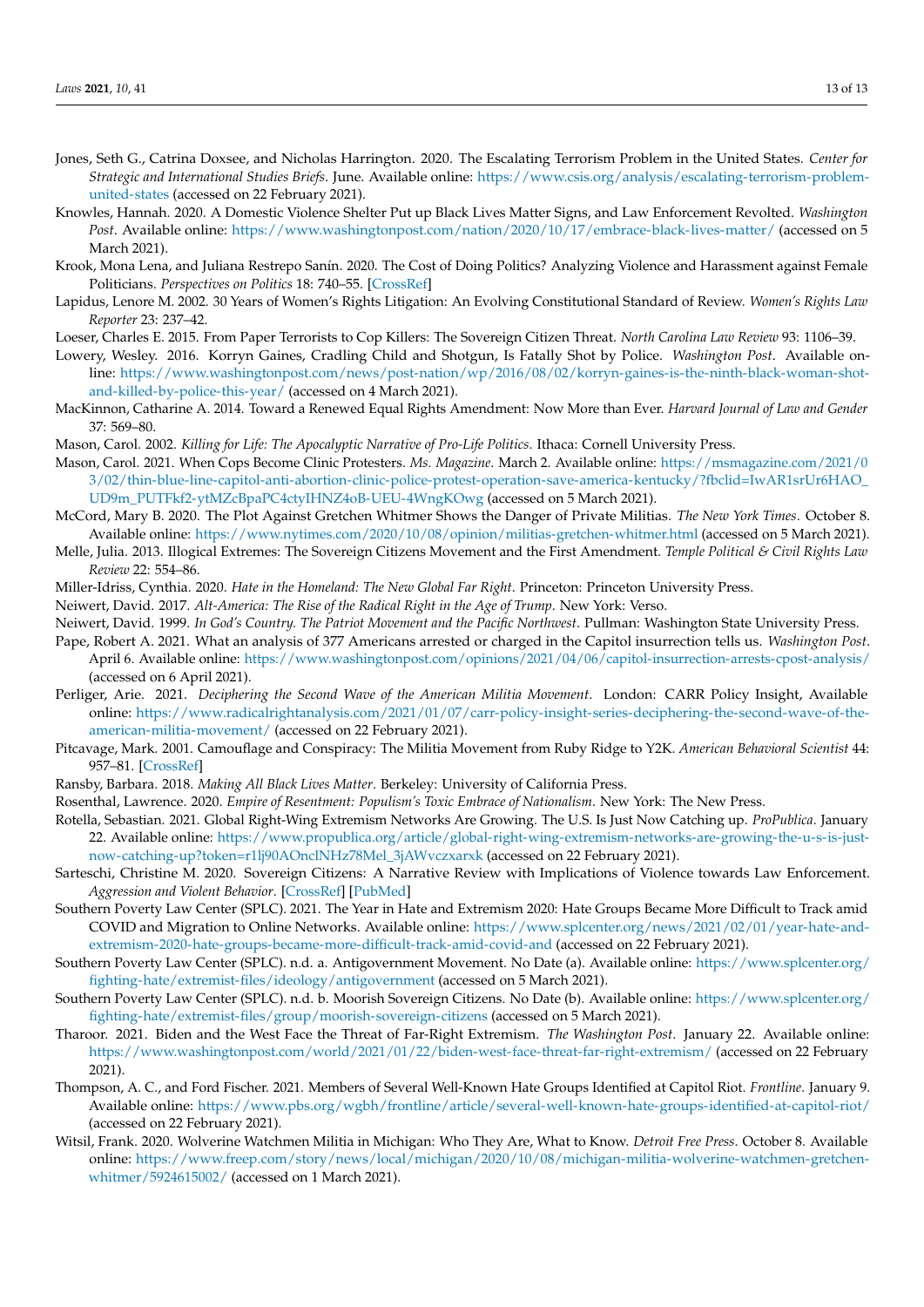Jones, Seth G., Catrina Doxsee, and Nicholas Harrington. 2020. The Escalating Terrorism Problem in the United States. *Center for Strategic and International Studies Briefs*. June. Available online: https://www.csis.org/analysis/escalating-terrorism-problem-united-states (accessed on 22 February 2021).

Knowles, Hannah. 2020. A Domestic Violence Shelter Put up Black Lives Matter Signs, and Law Enforcement Revolted. *Washington Post*. Available online: https://www.washingtonpost.com/nation/2020/10/17/embrace-black-lives-matter/ (accessed on 5 March 2021).

Krook, Mona Lena, and Juliana Restrepo Sanín. 2020. The Cost of Doing Politics? Analyzing Violence and Harassment against Female Politicians. *Perspectives on Politics* 18: 740–55. [CrossRef]

Lapidus, Lenore M. 2002. 30 Years of Women's Rights Litigation: An Evolving Constitutional Standard of Review. *Women's Rights Law Reporter* 23: 237–42.

Loeser, Charles E. 2015. From Paper Terrorists to Cop Killers: The Sovereign Citizen Threat. *North Carolina Law Review* 93: 1106–39.

Lowery, Wesley. 2016. Korryn Gaines, Cradling Child and Shotgun, Is Fatally Shot by Police. *Washington Post*. Available online: https://www.washingtonpost.com/news/post-nation/wp/2016/08/02/korryn-gaines-is-the-ninth-black-woman-shot-and-killed-by-police-this-year/ (accessed on 4 March 2021).

MacKinnon, Catharine A. 2014. Toward a Renewed Equal Rights Amendment: Now More than Ever. *Harvard Journal of Law and Gender* 37: 569–80.

Mason, Carol. 2002. *Killing for Life: The Apocalyptic Narrative of Pro-Life Politics*. Ithaca: Cornell University Press.

Mason, Carol. 2021. When Cops Become Clinic Protesters. *Ms. Magazine*. March 2. Available online: https://msmagazine.com/2021/03/02/thin-blue-line-capitol-anti-abortion-clinic-police-protest-operation-save-america-kentucky/?fbclid=IwAR1srUr6HAO_UD9m_PUTFkf2-ytMZcBpaPC4ctyIHNZ4oB-UEU-4WngKOwg (accessed on 5 March 2021).

McCord, Mary B. 2020. The Plot Against Gretchen Whitmer Shows the Danger of Private Militias. *The New York Times*. October 8. Available online: https://www.nytimes.com/2020/10/08/opinion/militias-gretchen-whitmer.html (accessed on 5 March 2021).

Melle, Julia. 2013. Illogical Extremes: The Sovereign Citizens Movement and the First Amendment. *Temple Political & Civil Rights Law Review* 22: 554–86.

Miller-Idriss, Cynthia. 2020. *Hate in the Homeland: The New Global Far Right*. Princeton: Princeton University Press.

Neiwert, David. 2017. *Alt-America: The Rise of the Radical Right in the Age of Trump*. New York: Verso.

Neiwert, David. 1999. *In God's Country. The Patriot Movement and the Pacific Northwest*. Pullman: Washington State University Press.

Pape, Robert A. 2021. What an analysis of 377 Americans arrested or charged in the Capitol insurrection tells us. *Washington Post*. April 6. Available online: https://www.washingtonpost.com/opinions/2021/04/06/capitol-insurrection-arrests-cpost-analysis/ (accessed on 6 April 2021).

Perliger, Arie. 2021. *Deciphering the Second Wave of the American Militia Movement*. London: CARR Policy Insight, Available online: https://www.radicalrightanalysis.com/2021/01/07/carr-policy-insight-series-deciphering-the-second-wave-of-the-american-militia-movement/ (accessed on 22 February 2021).

Pitcavage, Mark. 2001. Camouflage and Conspiracy: The Militia Movement from Ruby Ridge to Y2K. *American Behavioral Scientist* 44: 957–81. [CrossRef]

Ransby, Barbara. 2018. *Making All Black Lives Matter*. Berkeley: University of California Press.

Rosenthal, Lawrence. 2020. *Empire of Resentment: Populism's Toxic Embrace of Nationalism*. New York: The New Press.

Rotella, Sebastian. 2021. Global Right-Wing Extremism Networks Are Growing. The U.S. Is Just Now Catching up. *ProPublica*. January 22. Available online: https://www.propublica.org/article/global-right-wing-extremism-networks-are-growing-the-u-s-is-just-now-catching-up?token=r1lj90AOnclNHz78Mel_3jAWvczxarxk (accessed on 22 February 2021).

Sarteschi, Christine M. 2020. Sovereign Citizens: A Narrative Review with Implications of Violence towards Law Enforcement. *Aggression and Violent Behavior*. [CrossRef] [PubMed]

Southern Poverty Law Center (SPLC). 2021. The Year in Hate and Extremism 2020: Hate Groups Became More Difficult to Track amid COVID and Migration to Online Networks. Available online: https://www.splcenter.org/news/2021/02/01/year-hate-and-extremism-2020-hate-groups-became-more-difficult-track-amid-covid-and (accessed on 22 February 2021).

Southern Poverty Law Center (SPLC). n.d. a. Antigovernment Movement. No Date (a). Available online: https://www.splcenter.org/fighting-hate/extremist-files/ideology/antigovernment (accessed on 5 March 2021).

Southern Poverty Law Center (SPLC). n.d. b. Moorish Sovereign Citizens. No Date (b). Available online: https://www.splcenter.org/fighting-hate/extremist-files/group/moorish-sovereign-citizens (accessed on 5 March 2021).

Tharoor. 2021. Biden and the West Face the Threat of Far-Right Extremism. *The Washington Post*. January 22. Available online: https://www.washingtonpost.com/world/2021/01/22/biden-west-face-threat-far-right-extremism/ (accessed on 22 February 2021).

Thompson, A. C., and Ford Fischer. 2021. Members of Several Well-Known Hate Groups Identified at Capitol Riot. *Frontline*. January 9. Available online: https://www.pbs.org/wgbh/frontline/article/several-well-known-hate-groups-identified-at-capitol-riot/ (accessed on 22 February 2021).

Witsil, Frank. 2020. Wolverine Watchmen Militia in Michigan: Who They Are, What to Know. *Detroit Free Press*. October 8. Available online: https://www.freep.com/story/news/local/michigan/2020/10/08/michigan-militia-wolverine-watchmen-gretchen-whitmer/5924615002/ (accessed on 1 March 2021).